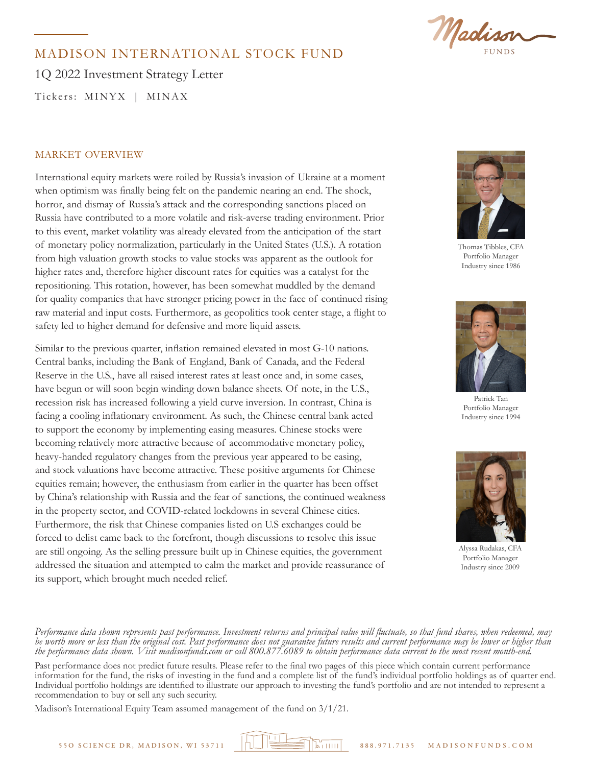# MADISON INTERNATIONAL STOCK FUND

1Q 2022 Investment Strategy Letter

Tickers: MINYX | MINAX

## MARKET OVERVIEW

International equity markets were roiled by Russia's invasion of Ukraine at a moment when optimism was finally being felt on the pandemic nearing an end. The shock, horror, and dismay of Russia's attack and the corresponding sanctions placed on Russia have contributed to a more volatile and risk-averse trading environment. Prior to this event, market volatility was already elevated from the anticipation of the start of monetary policy normalization, particularly in the United States (U.S.). A rotation from high valuation growth stocks to value stocks was apparent as the outlook for higher rates and, therefore higher discount rates for equities was a catalyst for the repositioning. This rotation, however, has been somewhat muddled by the demand for quality companies that have stronger pricing power in the face of continued rising raw material and input costs. Furthermore, as geopolitics took center stage, a flight to safety led to higher demand for defensive and more liquid assets.

Similar to the previous quarter, inflation remained elevated in most G-10 nations. Central banks, including the Bank of England, Bank of Canada, and the Federal Reserve in the U.S., have all raised interest rates at least once and, in some cases, have begun or will soon begin winding down balance sheets. Of note, in the U.S., recession risk has increased following a yield curve inversion. In contrast, China is facing a cooling inflationary environment. As such, the Chinese central bank acted to support the economy by implementing easing measures. Chinese stocks were becoming relatively more attractive because of accommodative monetary policy, heavy-handed regulatory changes from the previous year appeared to be easing, and stock valuations have become attractive. These positive arguments for Chinese equities remain; however, the enthusiasm from earlier in the quarter has been offset by China's relationship with Russia and the fear of sanctions, the continued weakness in the property sector, and COVID-related lockdowns in several Chinese cities. Furthermore, the risk that Chinese companies listed on U.S exchanges could be forced to delist came back to the forefront, though discussions to resolve this issue are still ongoing. As the selling pressure built up in Chinese equities, the government addressed the situation and attempted to calm the market and provide reassurance of its support, which brought much needed relief.

Thomas Tibbles, CFA
Portfolio Manager
Industry since 1986

Patrick Tan
Portfolio Manager
Industry since 1994

Alyssa Rudakas, CFA
Portfolio Manager
Industry since 2009

*Performance data shown represents past performance. Investment returns and principal value will fluctuate, so that fund shares, when redeemed, may be worth more or less than the original cost. Past performance does not guarantee future results and current performance may be lower or higher than the performance data shown. Visit madisonfunds.com or call 800.877.6089 to obtain performance data current to the most recent month-end.*

Past performance does not predict future results. Please refer to the final two pages of this piece which contain current performance information for the fund, the risks of investing in the fund and a complete list of the fund's individual portfolio holdings as of quarter end. Individual portfolio holdings are identified to illustrate our approach to investing the fund's portfolio and are not intended to represent a recommendation to buy or sell any such security.

Madison's International Equity Team assumed management of the fund on 3/1/21.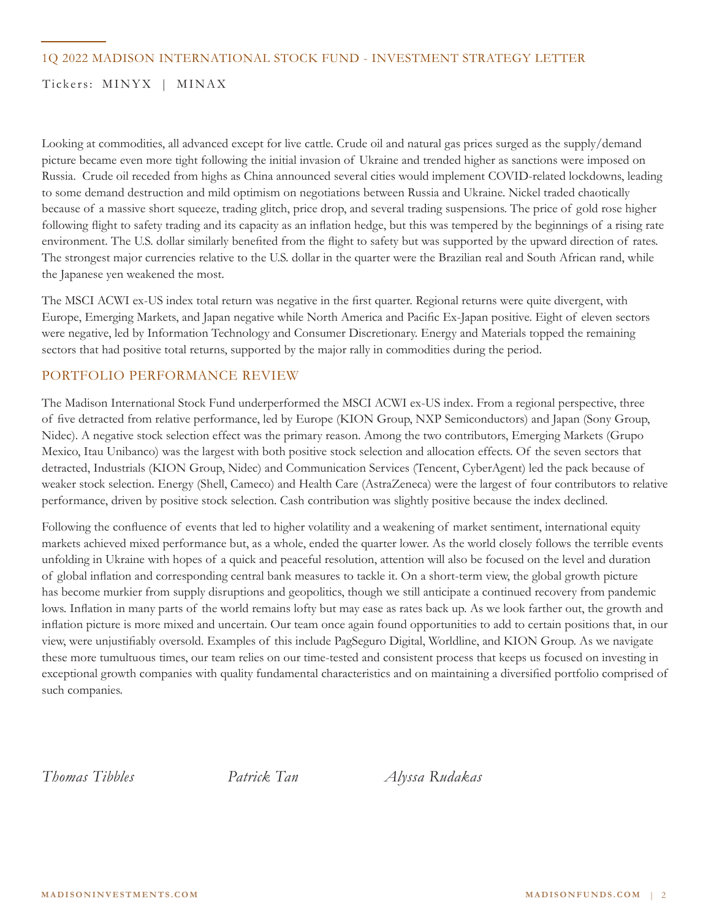Looking at commodities, all advanced except for live cattle. Crude oil and natural gas prices surged as the supply/demand picture became even more tight following the initial invasion of Ukraine and trended higher as sanctions were imposed on Russia. Crude oil receded from highs as China announced several cities would implement COVID-related lockdowns, leading to some demand destruction and mild optimism on negotiations between Russia and Ukraine. Nickel traded chaotically because of a massive short squeeze, trading glitch, price drop, and several trading suspensions. The price of gold rose higher following flight to safety trading and its capacity as an inflation hedge, but this was tempered by the beginnings of a rising rate environment. The U.S. dollar similarly benefited from the flight to safety but was supported by the upward direction of rates. The strongest major currencies relative to the U.S. dollar in the quarter were the Brazilian real and South African rand, while the Japanese yen weakened the most.

The MSCI ACWI ex-US index total return was negative in the first quarter. Regional returns were quite divergent, with Europe, Emerging Markets, and Japan negative while North America and Pacific Ex-Japan positive. Eight of eleven sectors were negative, led by Information Technology and Consumer Discretionary. Energy and Materials topped the remaining sectors that had positive total returns, supported by the major rally in commodities during the period.

## PORTFOLIO PERFORMANCE REVIEW

The Madison International Stock Fund underperformed the MSCI ACWI ex-US index. From a regional perspective, three of five detracted from relative performance, led by Europe (KION Group, NXP Semiconductors) and Japan (Sony Group, Nidec). A negative stock selection effect was the primary reason. Among the two contributors, Emerging Markets (Grupo Mexico, Itau Unibanco) was the largest with both positive stock selection and allocation effects. Of the seven sectors that detracted, Industrials (KION Group, Nidec) and Communication Services (Tencent, CyberAgent) led the pack because of weaker stock selection. Energy (Shell, Cameco) and Health Care (AstraZeneca) were the largest of four contributors to relative performance, driven by positive stock selection. Cash contribution was slightly positive because the index declined.

Following the confluence of events that led to higher volatility and a weakening of market sentiment, international equity markets achieved mixed performance but, as a whole, ended the quarter lower. As the world closely follows the terrible events unfolding in Ukraine with hopes of a quick and peaceful resolution, attention will also be focused on the level and duration of global inflation and corresponding central bank measures to tackle it. On a short-term view, the global growth picture has become murkier from supply disruptions and geopolitics, though we still anticipate a continued recovery from pandemic lows. Inflation in many parts of the world remains lofty but may ease as rates back up. As we look farther out, the growth and inflation picture is more mixed and uncertain. Our team once again found opportunities to add to certain positions that, in our view, were unjustifiably oversold. Examples of this include PagSeguro Digital, Worldline, and KION Group. As we navigate these more tumultuous times, our team relies on our time-tested and consistent process that keeps us focused on investing in exceptional growth companies with quality fundamental characteristics and on maintaining a diversified portfolio comprised of such companies.

*Thomas Tibbles* *Patrick Tan* *Alyssa Rudakas*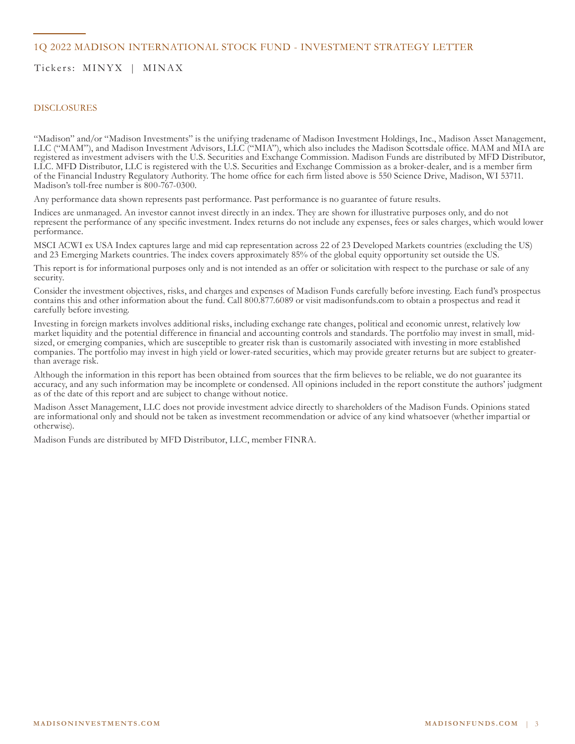## 1Q 2022 MADISON INTERNATIONAL STOCK FUND - INVESTMENT STRATEGY LETTER

Tickers: MINYX | MINAX

### DISCLOSURES

"Madison" and/or "Madison Investments" is the unifying tradename of Madison Investment Holdings, Inc., Madison Asset Management, LLC ("MAM"), and Madison Investment Advisors, LLC ("MIA"), which also includes the Madison Scottsdale office. MAM and MIA are registered as investment advisers with the U.S. Securities and Exchange Commission. Madison Funds are distributed by MFD Distributor, LLC. MFD Distributor, LLC is registered with the U.S. Securities and Exchange Commission as a broker-dealer, and is a member firm of the Financial Industry Regulatory Authority. The home office for each firm listed above is 550 Science Drive, Madison, WI 53711. Madison's toll-free number is 800-767-0300.

Any performance data shown represents past performance. Past performance is no guarantee of future results.

Indices are unmanaged. An investor cannot invest directly in an index. They are shown for illustrative purposes only, and do not represent the performance of any specific investment. Index returns do not include any expenses, fees or sales charges, which would lower performance.

MSCI ACWI ex USA Index captures large and mid cap representation across 22 of 23 Developed Markets countries (excluding the US) and 23 Emerging Markets countries. The index covers approximately 85% of the global equity opportunity set outside the US.

This report is for informational purposes only and is not intended as an offer or solicitation with respect to the purchase or sale of any security.

Consider the investment objectives, risks, and charges and expenses of Madison Funds carefully before investing. Each fund's prospectus contains this and other information about the fund. Call 800.877.6089 or visit madisonfunds.com to obtain a prospectus and read it carefully before investing.

Investing in foreign markets involves additional risks, including exchange rate changes, political and economic unrest, relatively low market liquidity and the potential difference in financial and accounting controls and standards. The portfolio may invest in small, mid-sized, or emerging companies, which are susceptible to greater risk than is customarily associated with investing in more established companies. The portfolio may invest in high yield or lower-rated securities, which may provide greater returns but are subject to greater-than average risk.

Although the information in this report has been obtained from sources that the firm believes to be reliable, we do not guarantee its accuracy, and any such information may be incomplete or condensed. All opinions included in the report constitute the authors' judgment as of the date of this report and are subject to change without notice.

Madison Asset Management, LLC does not provide investment advice directly to shareholders of the Madison Funds. Opinions stated are informational only and should not be taken as investment recommendation or advice of any kind whatsoever (whether impartial or otherwise).

Madison Funds are distributed by MFD Distributor, LLC, member FINRA.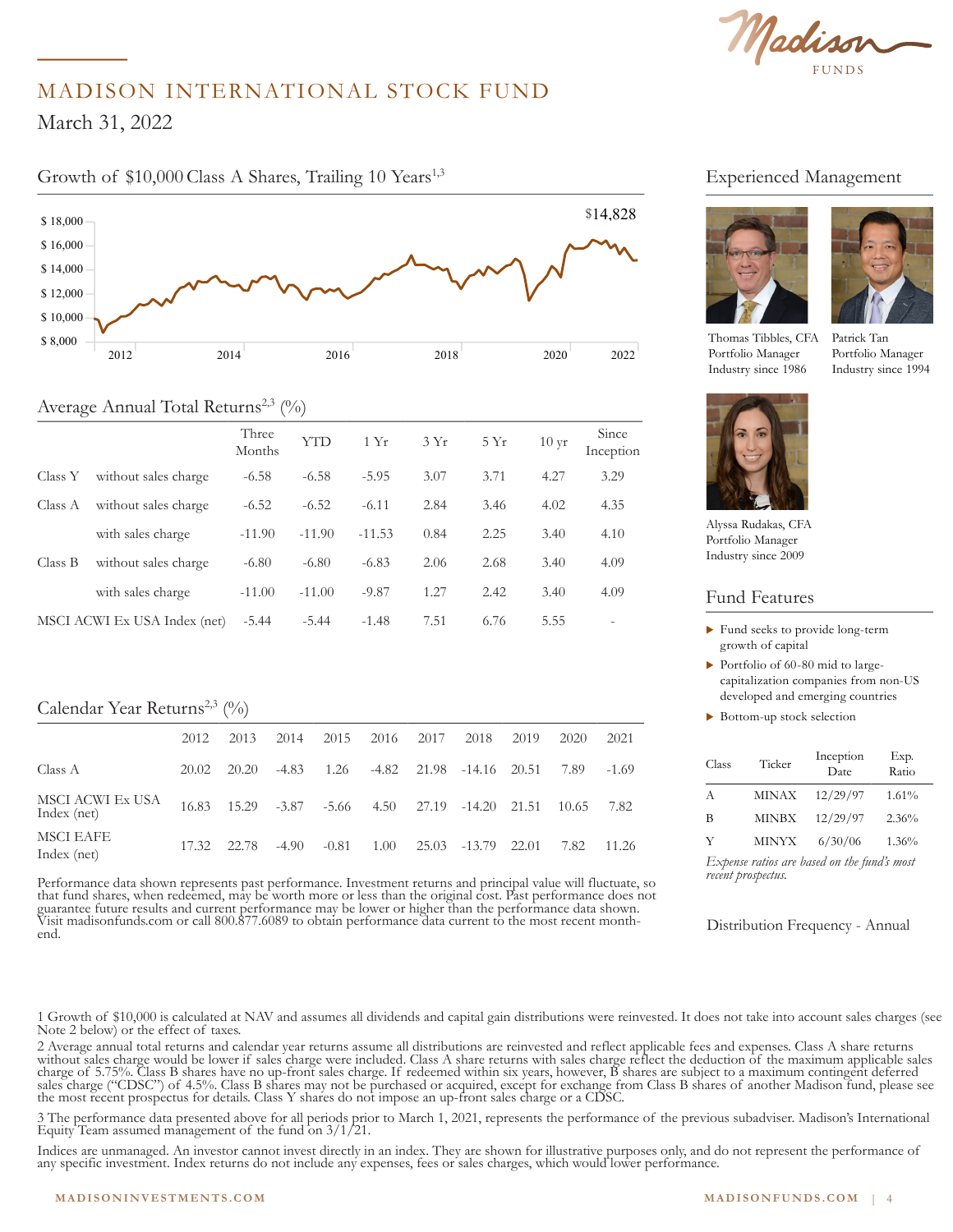# MADISON INTERNATIONAL STOCK FUND

March 31, 2022

## Growth of $10,000 Class A Shares, Trailing 10 Years[1,3]

$14,828

## Average Annual Total Returns[2,3] (%)

| | | Three Months | YTD | 1 Yr | 3 Yr | 5 Yr | 10 yr | Since Inception |
|---|---|---|---|---|---|---|---|---|
| Class Y | without sales charge | -6.58 | -6.58 | -5.95 | 3.07 | 3.71 | 4.27 | 3.29 |
| Class A | without sales charge | -6.52 | -6.52 | -6.11 | 2.84 | 3.46 | 4.02 | 4.35 |
| | with sales charge | -11.90 | -11.90 | -11.53 | 0.84 | 2.25 | 3.40 | 4.10 |
| Class B | without sales charge | -6.80 | -6.80 | -6.83 | 2.06 | 2.68 | 3.40 | 4.09 |
| | with sales charge | -11.00 | -11.00 | -9.87 | 1.27 | 2.42 | 3.40 | 4.09 |
| MSCI ACWI Ex USA Index (net) | | -5.44 | -5.44 | -1.48 | 7.51 | 6.76 | 5.55 | - |

## Calendar Year Returns[2,3] (%)

| | 2012 | 2013 | 2014 | 2015 | 2016 | 2017 | 2018 | 2019 | 2020 | 2021 |
|---|---|---|---|---|---|---|---|---|---|---|
| Class A | 20.02 | 20.20 | -4.83 | 1.26 | -4.82 | 21.98 | -14.16 | 20.51 | 7.89 | -1.69 |
| MSCI ACWI Ex USA Index (net) | 16.83 | 15.29 | -3.87 | -5.66 | 4.50 | 27.19 | -14.20 | 21.51 | 10.65 | 7.82 |
| MSCI EAFE Index (net) | 17.32 | 22.78 | -4.90 | -0.81 | 1.00 | 25.03 | -13.79 | 22.01 | 7.82 | 11.26 |

Performance data shown represents past performance. Investment returns and principal value will fluctuate, so that fund shares, when redeemed, may be worth more or less than the original cost. Past performance does not guarantee future results and current performance may be lower or higher than the performance data shown. Visit madisonfunds.com or call 800.877.6089 to obtain performance data current to the most recent month-end.

## Experienced Management

Thomas Tibbles, CFA
Portfolio Manager
Industry since 1986

Patrick Tan
Portfolio Manager
Industry since 1994

Alyssa Rudakas, CFA
Portfolio Manager
Industry since 2009

## Fund Features

- Fund seeks to provide long-term growth of capital
- Portfolio of 60-80 mid to large-capitalization companies from non-US developed and emerging countries
- Bottom-up stock selection

| Class | Ticker | Inception Date | Exp. Ratio |
|---|---|---|---|
| A | MINAX | 12/29/97 | 1.61% |
| B | MINBX | 12/29/97 | 2.36% |
| Y | MINYX | 6/30/06 | 1.36% |

*Expense ratios are based on the fund's most recent prospectus.*

Distribution Frequency - Annual

1 Growth of $10,000 is calculated at NAV and assumes all dividends and capital gain distributions were reinvested. It does not take into account sales charges (see Note 2 below) or the effect of taxes.

2 Average annual total returns and calendar year returns assume all distributions are reinvested and reflect applicable fees and expenses. Class A share returns without sales charge would be lower if sales charge were included. Class A share returns with sales charge reflect the deduction of the maximum applicable sales charge of 5.75%. Class B shares have no up-front sales charge. If redeemed within six years, however, B shares are subject to a maximum contingent deferred sales charge ("CDSC") of 4.5%. Class B shares may not be purchased or acquired, except for exchange from Class B shares of another Madison fund, please see the most recent prospectus for details. Class Y shares do not impose an up-front sales charge or a CDSC.

3 The performance data presented above for all periods prior to March 1, 2021, represents the performance of the previous subadviser. Madison's International Equity Team assumed management of the fund on 3/1/21.

Indices are unmanaged. An investor cannot invest directly in an index. They are shown for illustrative purposes only, and do not represent the performance of any specific investment. Index returns do not include any expenses, fees or sales charges, which would lower performance.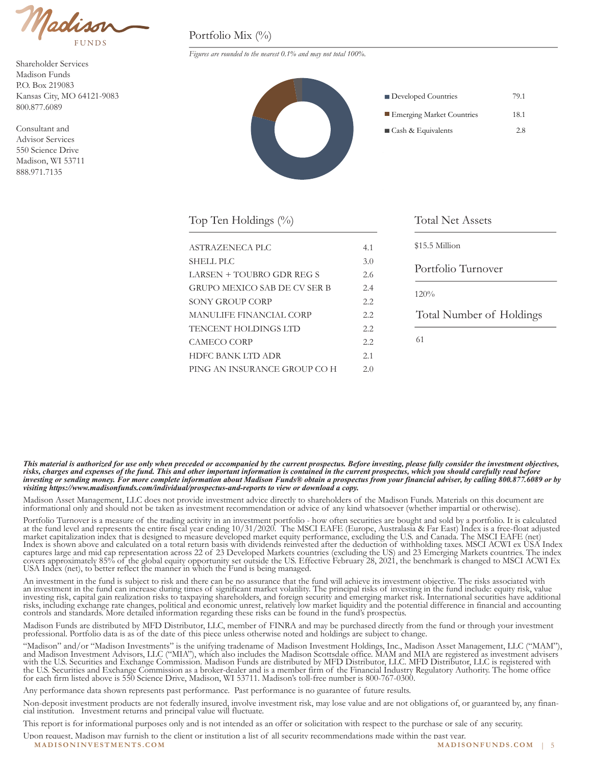Madison FUNDS

Shareholder Services
Madison Funds
P.O. Box 219083
Kansas City, MO 64121-9083
800.877.6089

Consultant and
Advisor Services
550 Science Drive
Madison, WI 53711
888.971.7135

## Portfolio Mix (%)

*Figures are rounded to the nearest 0.1% and may not total 100%.*

Developed Countries 79.1
Emerging Market Countries 18.1
Cash & Equivalents 2.8

## Top Ten Holdings (%)

| | |
|---|---|
| ASTRAZENECA PLC | 4.1 |
| SHELL PLC | 3.0 |
| LARSEN + TOUBRO GDR REG S | 2.6 |
| GRUPO MEXICO SAB DE CV SER B | 2.4 |
| SONY GROUP CORP | 2.2 |
| MANULIFE FINANCIAL CORP | 2.2 |
| TENCENT HOLDINGS LTD | 2.2 |
| CAMECO CORP | 2.2 |
| HDFC BANK LTD ADR | 2.1 |
| PING AN INSURANCE GROUP CO H | 2.0 |

## Total Net Assets

$15.5 Million

## Portfolio Turnover

120%

## Total Number of Holdings

61

***This material is authorized for use only when preceded or accompanied by the current prospectus. Before investing, please fully consider the investment objectives, risks, charges and expenses of the fund. This and other important information is contained in the current prospectus, which you should carefully read before investing or sending money. For more complete information about Madison Funds® obtain a prospectus from your financial adviser, by calling 800.877.6089 or by visiting https://www.madisonfunds.com/individual/prospectus-and-reports to view or download a copy.***

Madison Asset Management, LLC does not provide investment advice directly to shareholders of the Madison Funds. Materials on this document are informational only and should not be taken as investment recommendation or advice of any kind whatsoever (whether impartial or otherwise).

Portfolio Turnover is a measure of the trading activity in an investment portfolio - how often securities are bought and sold by a portfolio. It is calculated at the fund level and represents the entire fiscal year ending 10/31/2020. The MSCI EAFE (Europe, Australasia & Far East) Index is a free-float adjusted market capitalization index that is designed to measure developed market equity performance, excluding the U.S. and Canada. The MSCI EAFE (net) Index is shown above and calculated on a total return basis with dividends reinvested after the deduction of withholding taxes. MSCI ACWI ex USA Index captures large and mid cap representation across 22 of 23 Developed Markets countries (excluding the US) and 23 Emerging Markets countries. The index covers approximately 85% of the global equity opportunity set outside the US. Effective February 28, 2021, the benchmark is changed to MSCI ACWI Ex USA Index (net), to better reflect the manner in which the Fund is being managed.

An investment in the fund is subject to risk and there can be no assurance that the fund will achieve its investment objective. The risks associated with an investment in the fund can increase during times of significant market volatility. The principal risks of investing in the fund include: equity risk, value investing risk, capital gain realization risks to taxpaying shareholders, and foreign security and emerging market risk. International securities have additional risks, including exchange rate changes, political and economic unrest, relatively low market liquidity and the potential difference in financial and accounting controls and standards. More detailed information regarding these risks can be found in the fund's prospectus.

Madison Funds are distributed by MFD Distributor, LLC, member of FINRA and may be purchased directly from the fund or through your investment professional. Portfolio data is as of the date of this piece unless otherwise noted and holdings are subject to change.

"Madison" and/or "Madison Investments" is the unifying tradename of Madison Investment Holdings, Inc., Madison Asset Management, LLC ("MAM"), and Madison Investment Advisors, LLC ("MIA"), which also includes the Madison Scottsdale office. MAM and MIA are registered as investment advisers with the U.S. Securities and Exchange Commission. Madison Funds are distributed by MFD Distributor, LLC. MFD Distributor, LLC is registered with the U.S. Securities and Exchange Commission as a broker-dealer and is a member firm of the Financial Industry Regulatory Authority. The home office for each firm listed above is 550 Science Drive, Madison, WI 53711. Madison's toll-free number is 800-767-0300.

Any performance data shown represents past performance. Past performance is no guarantee of future results.

Non-deposit investment products are not federally insured, involve investment risk, may lose value and are not obligations of, or guaranteed by, any financial institution. Investment returns and principal value will fluctuate.

This report is for informational purposes only and is not intended as an offer or solicitation with respect to the purchase or sale of any security.

Upon request, Madison may furnish to the client or institution a list of all security recommendations made within the past year.